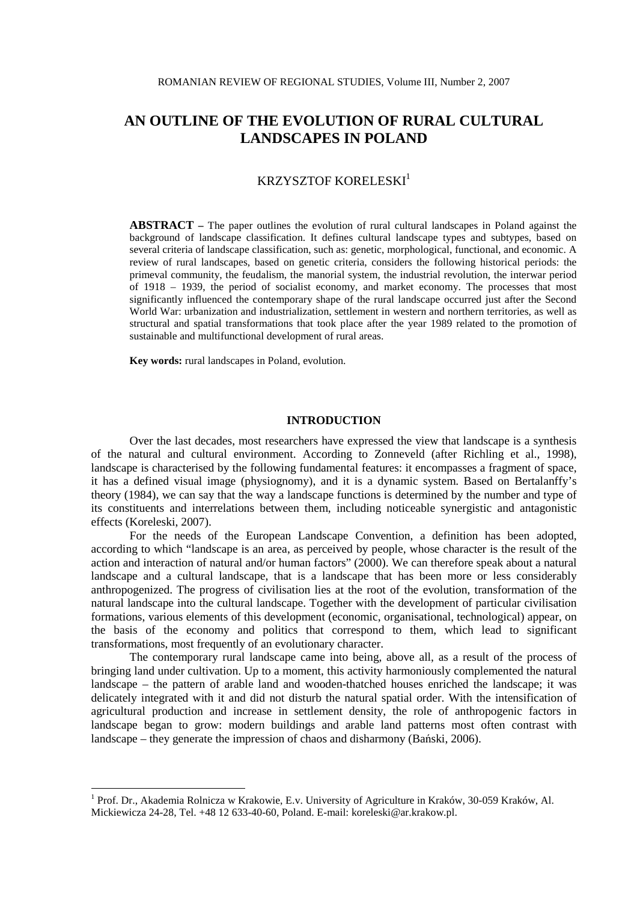# AN OUTLINE OF THE EVOLUTION OF RURAL CULTURAL LANDSCAPES IN POLAND

KRZYSZTOF KORELESKI[1]

**ABSTRACT –** The paper outlines the evolution of rural cultural landscapes in Poland against the background of landscape classification. It defines cultural landscape types and subtypes, based on several criteria of landscape classification, such as: genetic, morphological, functional, and economic. A review of rural landscapes, based on genetic criteria, considers the following historical periods: the primeval community, the feudalism, the manorial system, the industrial revolution, the interwar period of 1918 – 1939, the period of socialist economy, and market economy. The processes that most significantly influenced the contemporary shape of the rural landscape occurred just after the Second World War: urbanization and industrialization, settlement in western and northern territories, as well as structural and spatial transformations that took place after the year 1989 related to the promotion of sustainable and multifunctional development of rural areas.

**Key words:** rural landscapes in Poland, evolution.

## INTRODUCTION

Over the last decades, most researchers have expressed the view that landscape is a synthesis of the natural and cultural environment. According to Zonneveld (after Richling et al., 1998), landscape is characterised by the following fundamental features: it encompasses a fragment of space, it has a defined visual image (physiognomy), and it is a dynamic system. Based on Bertalanffy's theory (1984), we can say that the way a landscape functions is determined by the number and type of its constituents and interrelations between them, including noticeable synergistic and antagonistic effects (Koreleski, 2007).

For the needs of the European Landscape Convention, a definition has been adopted, according to which "landscape is an area, as perceived by people, whose character is the result of the action and interaction of natural and/or human factors" (2000). We can therefore speak about a natural landscape and a cultural landscape, that is a landscape that has been more or less considerably anthropogenized. The progress of civilisation lies at the root of the evolution, transformation of the natural landscape into the cultural landscape. Together with the development of particular civilisation formations, various elements of this development (economic, organisational, technological) appear, on the basis of the economy and politics that correspond to them, which lead to significant transformations, most frequently of an evolutionary character.

The contemporary rural landscape came into being, above all, as a result of the process of bringing land under cultivation. Up to a moment, this activity harmoniously complemented the natural landscape – the pattern of arable land and wooden-thatched houses enriched the landscape; it was delicately integrated with it and did not disturb the natural spatial order. With the intensification of agricultural production and increase in settlement density, the role of anthropogenic factors in landscape began to grow: modern buildings and arable land patterns most often contrast with landscape – they generate the impression of chaos and disharmony (Bański, 2006).

---

[1] Prof. Dr., Akademia Rolnicza w Krakowie, E.v. University of Agriculture in Kraków, 30-059 Kraków, Al. Mickiewicza 24-28, Tel. +48 12 633-40-60, Poland. E-mail: koreleski@ar.krakow.pl.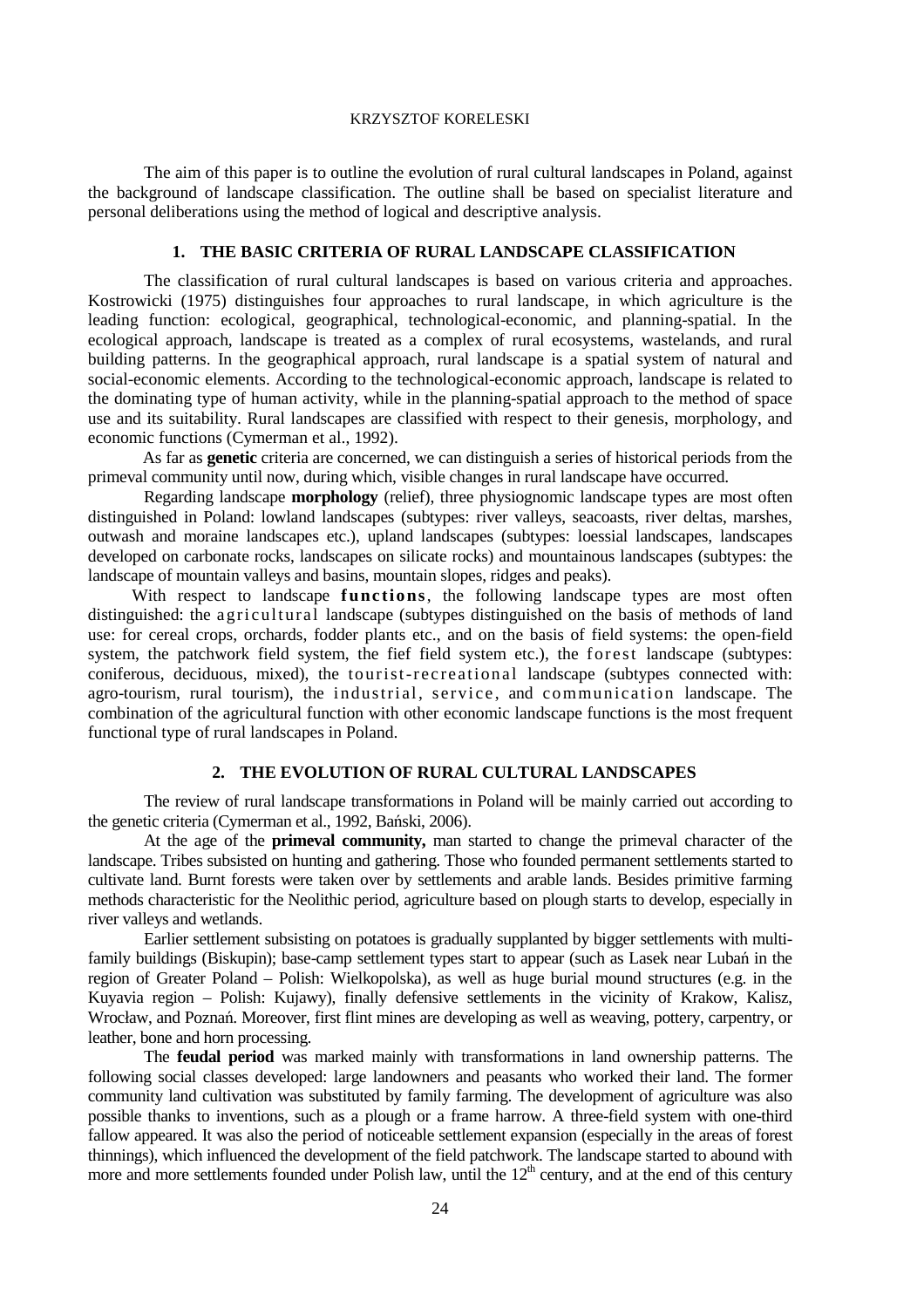The aim of this paper is to outline the evolution of rural cultural landscapes in Poland, against the background of landscape classification. The outline shall be based on specialist literature and personal deliberations using the method of logical and descriptive analysis.

## 1. THE BASIC CRITERIA OF RURAL LANDSCAPE CLASSIFICATION

The classification of rural cultural landscapes is based on various criteria and approaches. Kostrowicki (1975) distinguishes four approaches to rural landscape, in which agriculture is the leading function: ecological, geographical, technological-economic, and planning-spatial. In the ecological approach, landscape is treated as a complex of rural ecosystems, wastelands, and rural building patterns. In the geographical approach, rural landscape is a spatial system of natural and social-economic elements. According to the technological-economic approach, landscape is related to the dominating type of human activity, while in the planning-spatial approach to the method of space use and its suitability. Rural landscapes are classified with respect to their genesis, morphology, and economic functions (Cymerman et al., 1992).

As far as **genetic** criteria are concerned, we can distinguish a series of historical periods from the primeval community until now, during which, visible changes in rural landscape have occurred.

Regarding landscape **morphology** (relief), three physiognomic landscape types are most often distinguished in Poland: lowland landscapes (subtypes: river valleys, seacoasts, river deltas, marshes, outwash and moraine landscapes etc.), upland landscapes (subtypes: loessial landscapes, landscapes developed on carbonate rocks, landscapes on silicate rocks) and mountainous landscapes (subtypes: the landscape of mountain valleys and basins, mountain slopes, ridges and peaks).

With respect to landscape **functions**, the following landscape types are most often distinguished: the agricultural landscape (subtypes distinguished on the basis of methods of land use: for cereal crops, orchards, fodder plants etc., and on the basis of field systems: the open-field system, the patchwork field system, the fief field system etc.), the forest landscape (subtypes: coniferous, deciduous, mixed), the tourist-recreational landscape (subtypes connected with: agro-tourism, rural tourism), the industrial, service, and communication landscape. The combination of the agricultural function with other economic landscape functions is the most frequent functional type of rural landscapes in Poland.

## 2. THE EVOLUTION OF RURAL CULTURAL LANDSCAPES

The review of rural landscape transformations in Poland will be mainly carried out according to the genetic criteria (Cymerman et al., 1992, Bański, 2006).

At the age of the **primeval community,** man started to change the primeval character of the landscape. Tribes subsisted on hunting and gathering. Those who founded permanent settlements started to cultivate land. Burnt forests were taken over by settlements and arable lands. Besides primitive farming methods characteristic for the Neolithic period, agriculture based on plough starts to develop, especially in river valleys and wetlands.

Earlier settlement subsisting on potatoes is gradually supplanted by bigger settlements with multi-family buildings (Biskupin); base-camp settlement types start to appear (such as Lasek near Lubań in the region of Greater Poland – Polish: Wielkopolska), as well as huge burial mound structures (e.g. in the Kuyavia region – Polish: Kujawy), finally defensive settlements in the vicinity of Krakow, Kalisz, Wrocław, and Poznań. Moreover, first flint mines are developing as well as weaving, pottery, carpentry, or leather, bone and horn processing.

The **feudal period** was marked mainly with transformations in land ownership patterns. The following social classes developed: large landowners and peasants who worked their land. The former community land cultivation was substituted by family farming. The development of agriculture was also possible thanks to inventions, such as a plough or a frame harrow. A three-field system with one-third fallow appeared. It was also the period of noticeable settlement expansion (especially in the areas of forest thinnings), which influenced the development of the field patchwork. The landscape started to abound with more and more settlements founded under Polish law, until the 12$^{th}$ century, and at the end of this century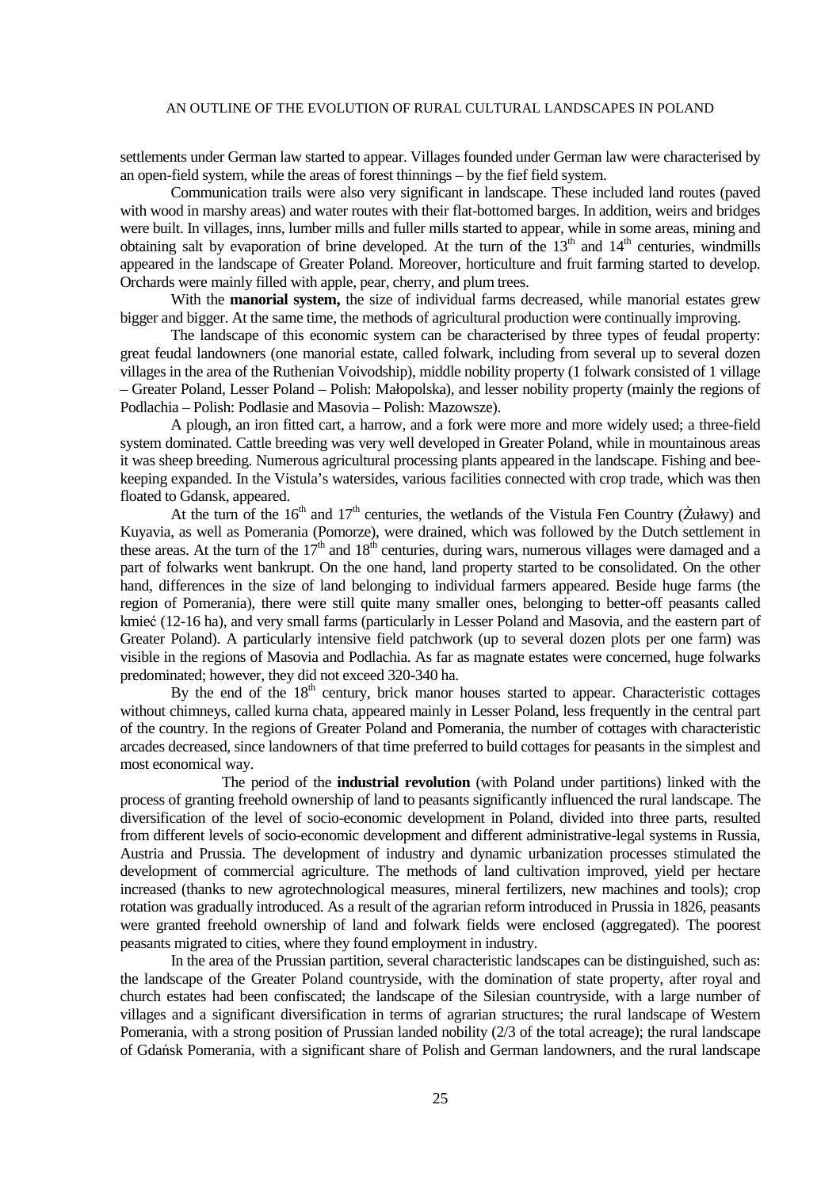settlements under German law started to appear. Villages founded under German law were characterised by an open-field system, while the areas of forest thinnings – by the fief field system.

Communication trails were also very significant in landscape. These included land routes (paved with wood in marshy areas) and water routes with their flat-bottomed barges. In addition, weirs and bridges were built. In villages, inns, lumber mills and fuller mills started to appear, while in some areas, mining and obtaining salt by evaporation of brine developed. At the turn of the 13th and 14th centuries, windmills appeared in the landscape of Greater Poland. Moreover, horticulture and fruit farming started to develop. Orchards were mainly filled with apple, pear, cherry, and plum trees.

With the **manorial system,** the size of individual farms decreased, while manorial estates grew bigger and bigger. At the same time, the methods of agricultural production were continually improving.

The landscape of this economic system can be characterised by three types of feudal property: great feudal landowners (one manorial estate, called folwark, including from several up to several dozen villages in the area of the Ruthenian Voivodship), middle nobility property (1 folwark consisted of 1 village – Greater Poland, Lesser Poland – Polish: Małopolska), and lesser nobility property (mainly the regions of Podlachia – Polish: Podlasie and Masovia – Polish: Mazowsze).

A plough, an iron fitted cart, a harrow, and a fork were more and more widely used; a three-field system dominated. Cattle breeding was very well developed in Greater Poland, while in mountainous areas it was sheep breeding. Numerous agricultural processing plants appeared in the landscape. Fishing and bee-keeping expanded. In the Vistula's watersides, various facilities connected with crop trade, which was then floated to Gdansk, appeared.

At the turn of the 16th and 17th centuries, the wetlands of the Vistula Fen Country (Żuławy) and Kuyavia, as well as Pomerania (Pomorze), were drained, which was followed by the Dutch settlement in these areas. At the turn of the 17th and 18th centuries, during wars, numerous villages were damaged and a part of folwarks went bankrupt. On the one hand, land property started to be consolidated. On the other hand, differences in the size of land belonging to individual farmers appeared. Beside huge farms (the region of Pomerania), there were still quite many smaller ones, belonging to better-off peasants called kmieć (12-16 ha), and very small farms (particularly in Lesser Poland and Masovia, and the eastern part of Greater Poland). A particularly intensive field patchwork (up to several dozen plots per one farm) was visible in the regions of Masovia and Podlachia. As far as magnate estates were concerned, huge folwarks predominated; however, they did not exceed 320-340 ha.

By the end of the 18th century, brick manor houses started to appear. Characteristic cottages without chimneys, called kurna chata, appeared mainly in Lesser Poland, less frequently in the central part of the country. In the regions of Greater Poland and Pomerania, the number of cottages with characteristic arcades decreased, since landowners of that time preferred to build cottages for peasants in the simplest and most economical way.

The period of the **industrial revolution** (with Poland under partitions) linked with the process of granting freehold ownership of land to peasants significantly influenced the rural landscape. The diversification of the level of socio-economic development in Poland, divided into three parts, resulted from different levels of socio-economic development and different administrative-legal systems in Russia, Austria and Prussia. The development of industry and dynamic urbanization processes stimulated the development of commercial agriculture. The methods of land cultivation improved, yield per hectare increased (thanks to new agrotechnological measures, mineral fertilizers, new machines and tools); crop rotation was gradually introduced. As a result of the agrarian reform introduced in Prussia in 1826, peasants were granted freehold ownership of land and folwark fields were enclosed (aggregated). The poorest peasants migrated to cities, where they found employment in industry.

In the area of the Prussian partition, several characteristic landscapes can be distinguished, such as: the landscape of the Greater Poland countryside, with the domination of state property, after royal and church estates had been confiscated; the landscape of the Silesian countryside, with a large number of villages and a significant diversification in terms of agrarian structures; the rural landscape of Western Pomerania, with a strong position of Prussian landed nobility (2/3 of the total acreage); the rural landscape of Gdańsk Pomerania, with a significant share of Polish and German landowners, and the rural landscape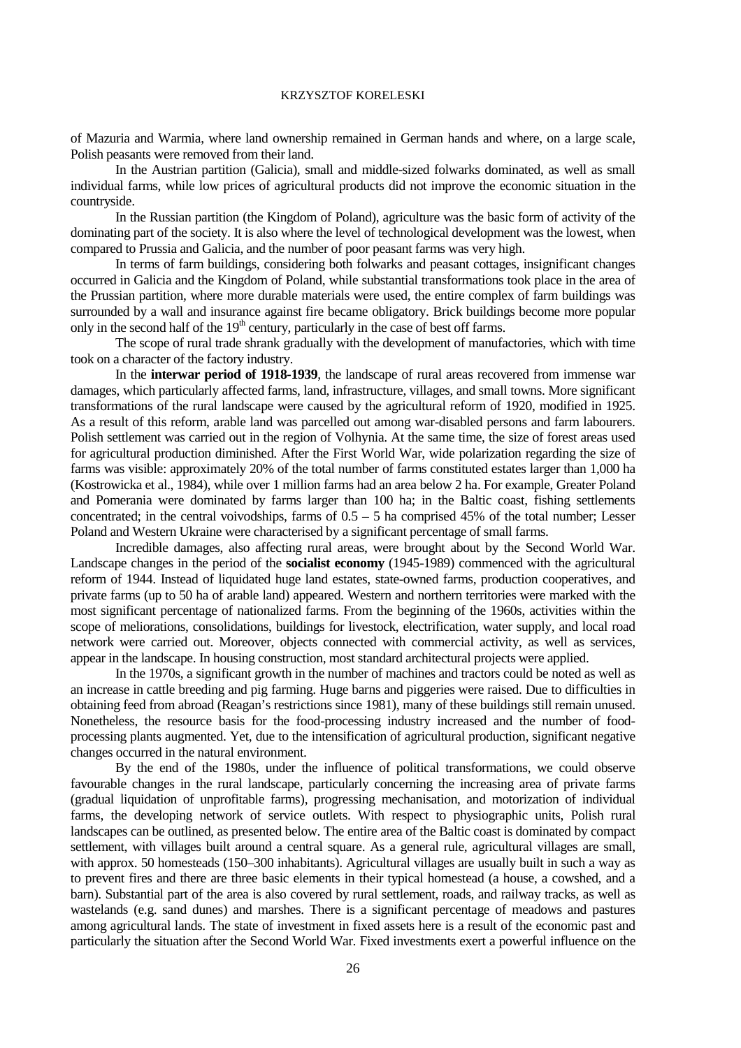of Mazuria and Warmia, where land ownership remained in German hands and where, on a large scale, Polish peasants were removed from their land.

In the Austrian partition (Galicia), small and middle-sized folwarks dominated, as well as small individual farms, while low prices of agricultural products did not improve the economic situation in the countryside.

In the Russian partition (the Kingdom of Poland), agriculture was the basic form of activity of the dominating part of the society. It is also where the level of technological development was the lowest, when compared to Prussia and Galicia, and the number of poor peasant farms was very high.

In terms of farm buildings, considering both folwarks and peasant cottages, insignificant changes occurred in Galicia and the Kingdom of Poland, while substantial transformations took place in the area of the Prussian partition, where more durable materials were used, the entire complex of farm buildings was surrounded by a wall and insurance against fire became obligatory. Brick buildings become more popular only in the second half of the 19th century, particularly in the case of best off farms.

The scope of rural trade shrank gradually with the development of manufactories, which with time took on a character of the factory industry.

In the **interwar period of 1918-1939**, the landscape of rural areas recovered from immense war damages, which particularly affected farms, land, infrastructure, villages, and small towns. More significant transformations of the rural landscape were caused by the agricultural reform of 1920, modified in 1925. As a result of this reform, arable land was parcelled out among war-disabled persons and farm labourers. Polish settlement was carried out in the region of Volhynia. At the same time, the size of forest areas used for agricultural production diminished. After the First World War, wide polarization regarding the size of farms was visible: approximately 20% of the total number of farms constituted estates larger than 1,000 ha (Kostrowicka et al., 1984), while over 1 million farms had an area below 2 ha. For example, Greater Poland and Pomerania were dominated by farms larger than 100 ha; in the Baltic coast, fishing settlements concentrated; in the central voivodships, farms of 0.5 – 5 ha comprised 45% of the total number; Lesser Poland and Western Ukraine were characterised by a significant percentage of small farms.

Incredible damages, also affecting rural areas, were brought about by the Second World War. Landscape changes in the period of the **socialist economy** (1945-1989) commenced with the agricultural reform of 1944. Instead of liquidated huge land estates, state-owned farms, production cooperatives, and private farms (up to 50 ha of arable land) appeared. Western and northern territories were marked with the most significant percentage of nationalized farms. From the beginning of the 1960s, activities within the scope of meliorations, consolidations, buildings for livestock, electrification, water supply, and local road network were carried out. Moreover, objects connected with commercial activity, as well as services, appear in the landscape. In housing construction, most standard architectural projects were applied.

In the 1970s, a significant growth in the number of machines and tractors could be noted as well as an increase in cattle breeding and pig farming. Huge barns and piggeries were raised. Due to difficulties in obtaining feed from abroad (Reagan's restrictions since 1981), many of these buildings still remain unused. Nonetheless, the resource basis for the food-processing industry increased and the number of food-processing plants augmented. Yet, due to the intensification of agricultural production, significant negative changes occurred in the natural environment.

By the end of the 1980s, under the influence of political transformations, we could observe favourable changes in the rural landscape, particularly concerning the increasing area of private farms (gradual liquidation of unprofitable farms), progressing mechanisation, and motorization of individual farms, the developing network of service outlets. With respect to physiographic units, Polish rural landscapes can be outlined, as presented below. The entire area of the Baltic coast is dominated by compact settlement, with villages built around a central square. As a general rule, agricultural villages are small, with approx. 50 homesteads (150–300 inhabitants). Agricultural villages are usually built in such a way as to prevent fires and there are three basic elements in their typical homestead (a house, a cowshed, and a barn). Substantial part of the area is also covered by rural settlement, roads, and railway tracks, as well as wastelands (e.g. sand dunes) and marshes. There is a significant percentage of meadows and pastures among agricultural lands. The state of investment in fixed assets here is a result of the economic past and particularly the situation after the Second World War. Fixed investments exert a powerful influence on the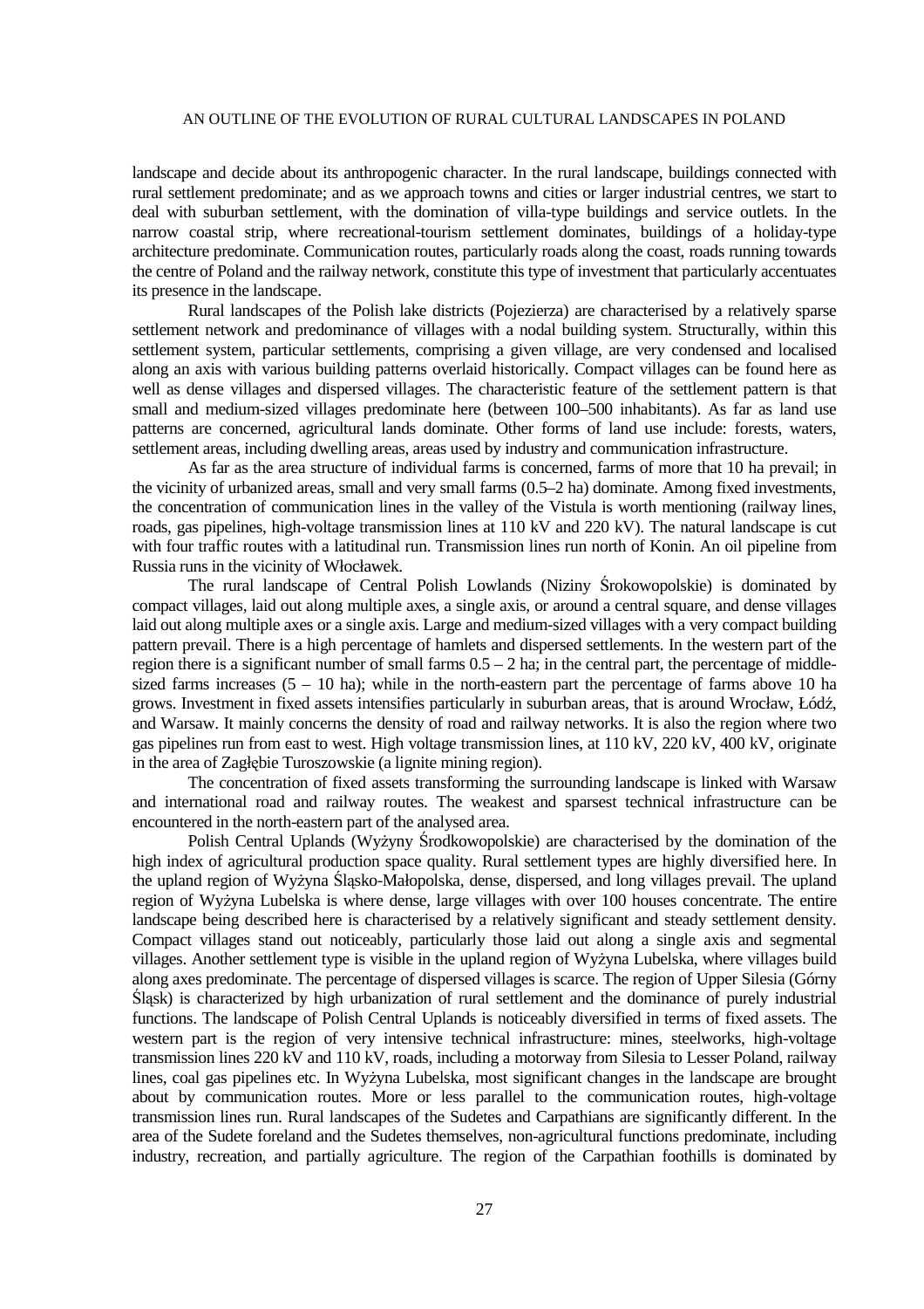landscape and decide about its anthropogenic character. In the rural landscape, buildings connected with rural settlement predominate; and as we approach towns and cities or larger industrial centres, we start to deal with suburban settlement, with the domination of villa-type buildings and service outlets. In the narrow coastal strip, where recreational-tourism settlement dominates, buildings of a holiday-type architecture predominate. Communication routes, particularly roads along the coast, roads running towards the centre of Poland and the railway network, constitute this type of investment that particularly accentuates its presence in the landscape.

Rural landscapes of the Polish lake districts (Pojezierza) are characterised by a relatively sparse settlement network and predominance of villages with a nodal building system. Structurally, within this settlement system, particular settlements, comprising a given village, are very condensed and localised along an axis with various building patterns overlaid historically. Compact villages can be found here as well as dense villages and dispersed villages. The characteristic feature of the settlement pattern is that small and medium-sized villages predominate here (between 100–500 inhabitants). As far as land use patterns are concerned, agricultural lands dominate. Other forms of land use include: forests, waters, settlement areas, including dwelling areas, areas used by industry and communication infrastructure.

As far as the area structure of individual farms is concerned, farms of more that 10 ha prevail; in the vicinity of urbanized areas, small and very small farms (0.5–2 ha) dominate. Among fixed investments, the concentration of communication lines in the valley of the Vistula is worth mentioning (railway lines, roads, gas pipelines, high-voltage transmission lines at 110 kV and 220 kV). The natural landscape is cut with four traffic routes with a latitudinal run. Transmission lines run north of Konin. An oil pipeline from Russia runs in the vicinity of Włocławek.

The rural landscape of Central Polish Lowlands (Niziny Śrokowopolskie) is dominated by compact villages, laid out along multiple axes, a single axis, or around a central square, and dense villages laid out along multiple axes or a single axis. Large and medium-sized villages with a very compact building pattern prevail. There is a high percentage of hamlets and dispersed settlements. In the western part of the region there is a significant number of small farms 0.5 – 2 ha; in the central part, the percentage of middle-sized farms increases (5 – 10 ha); while in the north-eastern part the percentage of farms above 10 ha grows. Investment in fixed assets intensifies particularly in suburban areas, that is around Wrocław, Łódź, and Warsaw. It mainly concerns the density of road and railway networks. It is also the region where two gas pipelines run from east to west. High voltage transmission lines, at 110 kV, 220 kV, 400 kV, originate in the area of Zagłębie Turoszowskie (a lignite mining region).

The concentration of fixed assets transforming the surrounding landscape is linked with Warsaw and international road and railway routes. The weakest and sparsest technical infrastructure can be encountered in the north-eastern part of the analysed area.

Polish Central Uplands (Wyżyny Środkowopolskie) are characterised by the domination of the high index of agricultural production space quality. Rural settlement types are highly diversified here. In the upland region of Wyżyna Śląsko-Małopolska, dense, dispersed, and long villages prevail. The upland region of Wyżyna Lubelska is where dense, large villages with over 100 houses concentrate. The entire landscape being described here is characterised by a relatively significant and steady settlement density. Compact villages stand out noticeably, particularly those laid out along a single axis and segmental villages. Another settlement type is visible in the upland region of Wyżyna Lubelska, where villages build along axes predominate. The percentage of dispersed villages is scarce. The region of Upper Silesia (Górny Śląsk) is characterized by high urbanization of rural settlement and the dominance of purely industrial functions. The landscape of Polish Central Uplands is noticeably diversified in terms of fixed assets. The western part is the region of very intensive technical infrastructure: mines, steelworks, high-voltage transmission lines 220 kV and 110 kV, roads, including a motorway from Silesia to Lesser Poland, railway lines, coal gas pipelines etc. In Wyżyna Lubelska, most significant changes in the landscape are brought about by communication routes. More or less parallel to the communication routes, high-voltage transmission lines run. Rural landscapes of the Sudetes and Carpathians are significantly different. In the area of the Sudete foreland and the Sudetes themselves, non-agricultural functions predominate, including industry, recreation, and partially agriculture. The region of the Carpathian foothills is dominated by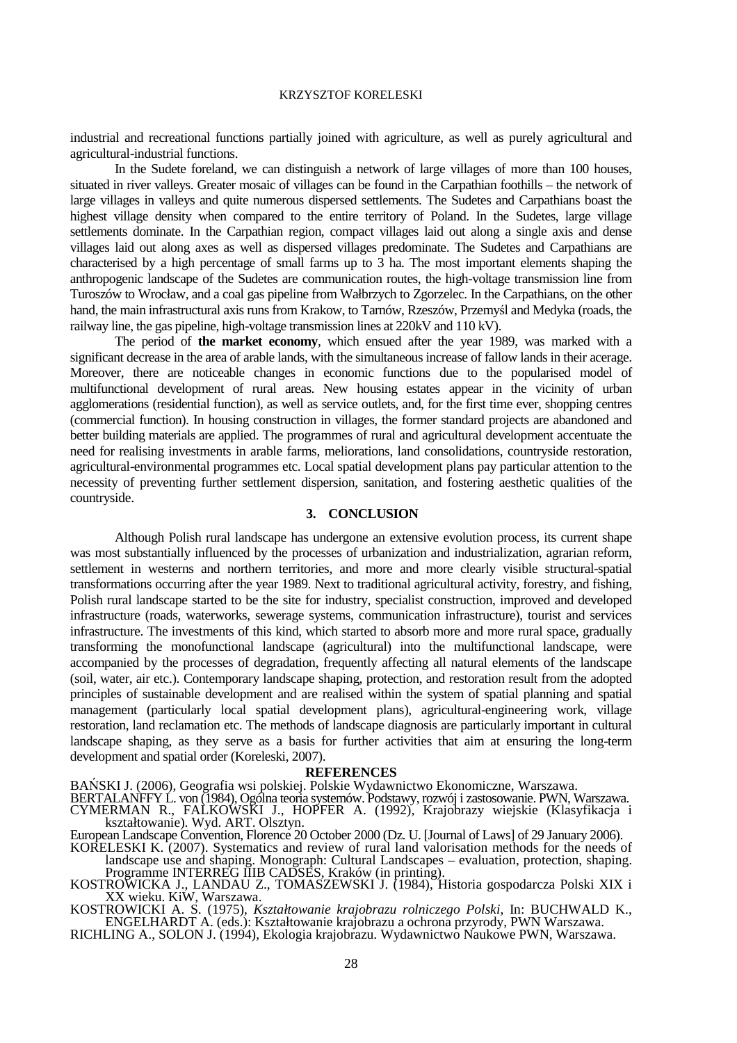industrial and recreational functions partially joined with agriculture, as well as purely agricultural and agricultural-industrial functions.

In the Sudete foreland, we can distinguish a network of large villages of more than 100 houses, situated in river valleys. Greater mosaic of villages can be found in the Carpathian foothills – the network of large villages in valleys and quite numerous dispersed settlements. The Sudetes and Carpathians boast the highest village density when compared to the entire territory of Poland. In the Sudetes, large village settlements dominate. In the Carpathian region, compact villages laid out along a single axis and dense villages laid out along axes as well as dispersed villages predominate. The Sudetes and Carpathians are characterised by a high percentage of small farms up to 3 ha. The most important elements shaping the anthropogenic landscape of the Sudetes are communication routes, the high-voltage transmission line from Turoszów to Wrocław, and a coal gas pipeline from Wałbrzych to Zgorzelec. In the Carpathians, on the other hand, the main infrastructural axis runs from Krakow, to Tarnów, Rzeszów, Przemyśl and Medyka (roads, the railway line, the gas pipeline, high-voltage transmission lines at 220kV and 110 kV).

The period of **the market economy**, which ensued after the year 1989, was marked with a significant decrease in the area of arable lands, with the simultaneous increase of fallow lands in their acerage. Moreover, there are noticeable changes in economic functions due to the popularised model of multifunctional development of rural areas. New housing estates appear in the vicinity of urban agglomerations (residential function), as well as service outlets, and, for the first time ever, shopping centres (commercial function). In housing construction in villages, the former standard projects are abandoned and better building materials are applied. The programmes of rural and agricultural development accentuate the need for realising investments in arable farms, meliorations, land consolidations, countryside restoration, agricultural-environmental programmes etc. Local spatial development plans pay particular attention to the necessity of preventing further settlement dispersion, sanitation, and fostering aesthetic qualities of the countryside.

## 3. CONCLUSION

Although Polish rural landscape has undergone an extensive evolution process, its current shape was most substantially influenced by the processes of urbanization and industrialization, agrarian reform, settlement in westerns and northern territories, and more and more clearly visible structural-spatial transformations occurring after the year 1989. Next to traditional agricultural activity, forestry, and fishing, Polish rural landscape started to be the site for industry, specialist construction, improved and developed infrastructure (roads, waterworks, sewerage systems, communication infrastructure), tourist and services infrastructure. The investments of this kind, which started to absorb more and more rural space, gradually transforming the monofunctional landscape (agricultural) into the multifunctional landscape, were accompanied by the processes of degradation, frequently affecting all natural elements of the landscape (soil, water, air etc.). Contemporary landscape shaping, protection, and restoration result from the adopted principles of sustainable development and are realised within the system of spatial planning and spatial management (particularly local spatial development plans), agricultural-engineering work, village restoration, land reclamation etc. The methods of landscape diagnosis are particularly important in cultural landscape shaping, as they serve as a basis for further activities that aim at ensuring the long-term development and spatial order (Koreleski, 2007).

## REFERENCES

BAŃSKI J. (2006), Geografia wsi polskiej. Polskie Wydawnictwo Ekonomiczne, Warszawa.

BERTALANFFY L. von (1984), Ogólna teoria systemów. Podstawy, rozwój i zastosowanie. PWN, Warszawa.

CYMERMAN R., FALKOWSKI J., HOPFER A. (1992), Krajobrazy wiejskie (Klasyfikacja i kształtowanie). Wyd. ART. Olsztyn.

European Landscape Convention, Florence 20 October 2000 (Dz. U. [Journal of Laws] of 29 January 2006).

KORELESKI K. (2007). Systematics and review of rural land valorisation methods for the needs of landscape use and shaping. Monograph: Cultural Landscapes – evaluation, protection, shaping. Programme INTERREG IIIB CADSES, Kraków (in printing).

KOSTROWICKA J., LANDAU Z., TOMASZEWSKI J. (1984), Historia gospodarcza Polski XIX i XX wieku. KiW, Warszawa.

KOSTROWICKI A. S. (1975), *Kształtowanie krajobrazu rolniczego Polski*, In: BUCHWALD K., ENGELHARDT A. (eds.): Kształtowanie krajobrazu a ochrona przyrody, PWN Warszawa.

RICHLING A., SOLON J. (1994), Ekologia krajobrazu. Wydawnictwo Naukowe PWN, Warszawa.